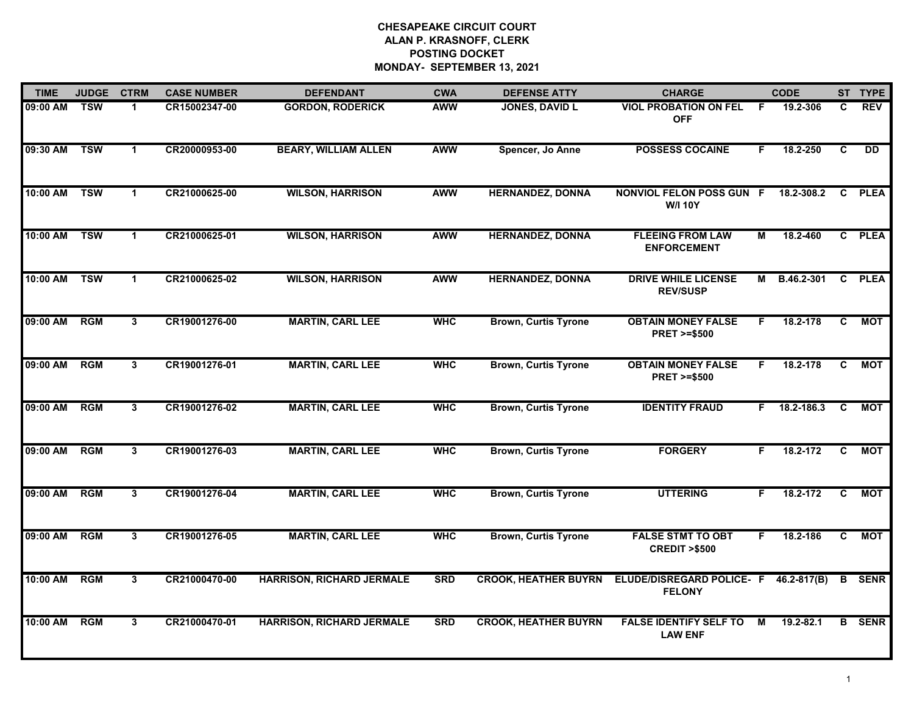**CHESAPEAKE CIRCUIT COURT**
**ALAN P. KRASNOFF, CLERK**
**POSTING DOCKET**
**MONDAY- SEPTEMBER 13, 2021**

| TIME | JUDGE | CTRM | CASE NUMBER | DEFENDANT | CWA | DEFENSE ATTY | CHARGE | | CODE | ST | TYPE |
|---|---|---|---|---|---|---|---|---|---|---|---|
| 09:00 AM | TSW | 1 | CR15002347-00 | GORDON, RODERICK | AWW | JONES, DAVID L | VIOL PROBATION ON FEL OFF | F | 19.2-306 | C | REV |
| 09:30 AM | TSW | 1 | CR20000953-00 | BEARY, WILLIAM ALLEN | AWW | Spencer, Jo Anne | POSSESS COCAINE | F | 18.2-250 | C | DD |
| 10:00 AM | TSW | 1 | CR21000625-00 | WILSON, HARRISON | AWW | HERNANDEZ, DONNA | NONVIOL FELON POSS GUN W/I 10Y | F | 18.2-308.2 | C | PLEA |
| 10:00 AM | TSW | 1 | CR21000625-01 | WILSON, HARRISON | AWW | HERNANDEZ, DONNA | FLEEING FROM LAW ENFORCEMENT | M | 18.2-460 | C | PLEA |
| 10:00 AM | TSW | 1 | CR21000625-02 | WILSON, HARRISON | AWW | HERNANDEZ, DONNA | DRIVE WHILE LICENSE REV/SUSP | M | B.46.2-301 | C | PLEA |
| 09:00 AM | RGM | 3 | CR19001276-00 | MARTIN, CARL LEE | WHC | Brown, Curtis Tyrone | OBTAIN MONEY FALSE PRET >=$500 | F | 18.2-178 | C | MOT |
| 09:00 AM | RGM | 3 | CR19001276-01 | MARTIN, CARL LEE | WHC | Brown, Curtis Tyrone | OBTAIN MONEY FALSE PRET >=$500 | F | 18.2-178 | C | MOT |
| 09:00 AM | RGM | 3 | CR19001276-02 | MARTIN, CARL LEE | WHC | Brown, Curtis Tyrone | IDENTITY FRAUD | F | 18.2-186.3 | C | MOT |
| 09:00 AM | RGM | 3 | CR19001276-03 | MARTIN, CARL LEE | WHC | Brown, Curtis Tyrone | FORGERY | F | 18.2-172 | C | MOT |
| 09:00 AM | RGM | 3 | CR19001276-04 | MARTIN, CARL LEE | WHC | Brown, Curtis Tyrone | UTTERING | F | 18.2-172 | C | MOT |
| 09:00 AM | RGM | 3 | CR19001276-05 | MARTIN, CARL LEE | WHC | Brown, Curtis Tyrone | FALSE STMT TO OBT CREDIT >$500 | F | 18.2-186 | C | MOT |
| 10:00 AM | RGM | 3 | CR21000470-00 | HARRISON, RICHARD JERMALE | SRD | CROOK, HEATHER BUYRN | ELUDE/DISREGARD POLICE- FELONY | F | 46.2-817(B) | B | SENR |
| 10:00 AM | RGM | 3 | CR21000470-01 | HARRISON, RICHARD JERMALE | SRD | CROOK, HEATHER BUYRN | FALSE IDENTIFY SELF TO LAW ENF | M | 19.2-82.1 | B | SENR |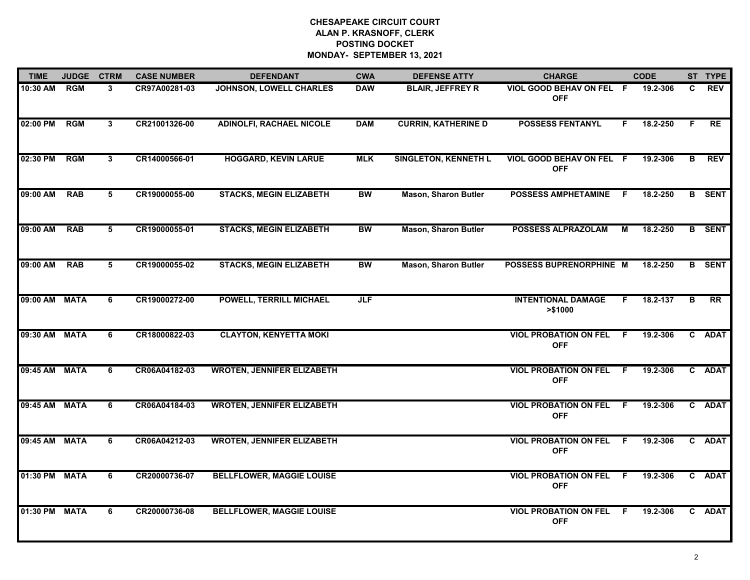**CHESAPEAKE CIRCUIT COURT**
**ALAN P. KRASNOFF, CLERK**
**POSTING DOCKET**
**MONDAY- SEPTEMBER 13, 2021**

| TIME | JUDGE | CTRM | CASE NUMBER | DEFENDANT | CWA | DEFENSE ATTY | CHARGE | | CODE | ST | TYPE |
|---|---|---|---|---|---|---|---|---|---|---|---|
| 10:30 AM | RGM | 3 | CR97A00281-03 | JOHNSON, LOWELL CHARLES | DAW | BLAIR, JEFFREY R | VIOL GOOD BEHAV ON FEL OFF | F | 19.2-306 | C | REV |
| 02:00 PM | RGM | 3 | CR21001326-00 | ADINOLFI, RACHAEL NICOLE | DAM | CURRIN, KATHERINE D | POSSESS FENTANYL | F | 18.2-250 | F | RE |
| 02:30 PM | RGM | 3 | CR14000566-01 | HOGGARD, KEVIN LARUE | MLK | SINGLETON, KENNETH L | VIOL GOOD BEHAV ON FEL OFF | F | 19.2-306 | B | REV |
| 09:00 AM | RAB | 5 | CR19000055-00 | STACKS, MEGIN ELIZABETH | BW | Mason, Sharon Butler | POSSESS AMPHETAMINE | F | 18.2-250 | B | SENT |
| 09:00 AM | RAB | 5 | CR19000055-01 | STACKS, MEGIN ELIZABETH | BW | Mason, Sharon Butler | POSSESS ALPRAZOLAM | M | 18.2-250 | B | SENT |
| 09:00 AM | RAB | 5 | CR19000055-02 | STACKS, MEGIN ELIZABETH | BW | Mason, Sharon Butler | POSSESS BUPRENORPHINE | M | 18.2-250 | B | SENT |
| 09:00 AM | MATA | 6 | CR19000272-00 | POWELL, TERRILL MICHAEL | JLF | | INTENTIONAL DAMAGE >$1000 | F | 18.2-137 | B | RR |
| 09:30 AM | MATA | 6 | CR18000822-03 | CLAYTON, KENYETTA MOKI | | | VIOL PROBATION ON FEL OFF | F | 19.2-306 | C | ADAT |
| 09:45 AM | MATA | 6 | CR06A04182-03 | WROTEN, JENNIFER ELIZABETH | | | VIOL PROBATION ON FEL OFF | F | 19.2-306 | C | ADAT |
| 09:45 AM | MATA | 6 | CR06A04184-03 | WROTEN, JENNIFER ELIZABETH | | | VIOL PROBATION ON FEL OFF | F | 19.2-306 | C | ADAT |
| 09:45 AM | MATA | 6 | CR06A04212-03 | WROTEN, JENNIFER ELIZABETH | | | VIOL PROBATION ON FEL OFF | F | 19.2-306 | C | ADAT |
| 01:30 PM | MATA | 6 | CR20000736-07 | BELLFLOWER, MAGGIE LOUISE | | | VIOL PROBATION ON FEL OFF | F | 19.2-306 | C | ADAT |
| 01:30 PM | MATA | 6 | CR20000736-08 | BELLFLOWER, MAGGIE LOUISE | | | VIOL PROBATION ON FEL OFF | F | 19.2-306 | C | ADAT |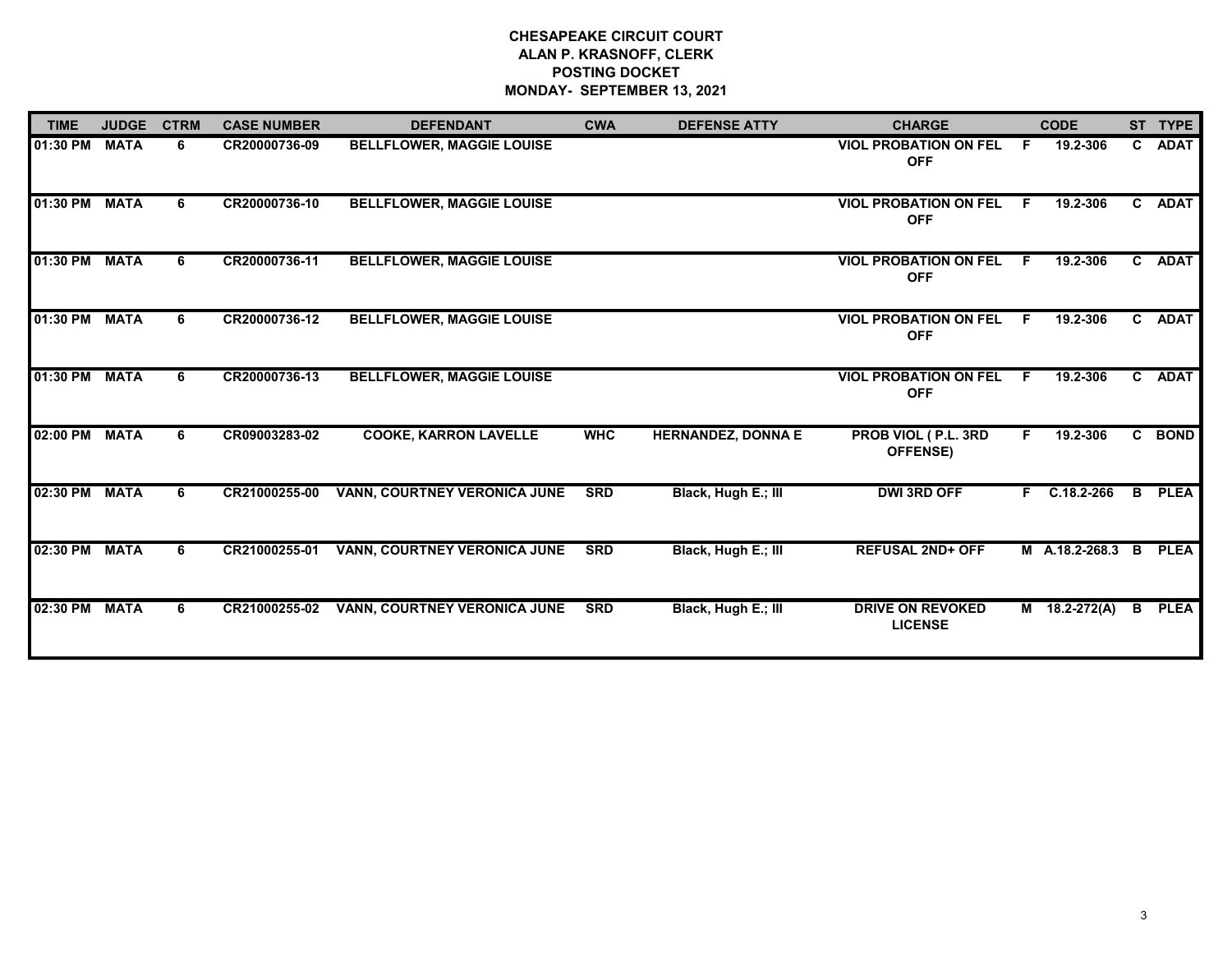**CHESAPEAKE CIRCUIT COURT**
**ALAN P. KRASNOFF, CLERK**
**POSTING DOCKET**
**MONDAY- SEPTEMBER 13, 2021**

| TIME | JUDGE | CTRM | CASE NUMBER | DEFENDANT | CWA | DEFENSE ATTY | CHARGE | | CODE | ST | TYPE |
|---|---|---|---|---|---|---|---|---|---|---|---|
| 01:30 PM | MATA | 6 | CR20000736-09 | BELLFLOWER, MAGGIE LOUISE | | | VIOL PROBATION ON FEL OFF | F | 19.2-306 | C | ADAT |
| 01:30 PM | MATA | 6 | CR20000736-10 | BELLFLOWER, MAGGIE LOUISE | | | VIOL PROBATION ON FEL OFF | F | 19.2-306 | C | ADAT |
| 01:30 PM | MATA | 6 | CR20000736-11 | BELLFLOWER, MAGGIE LOUISE | | | VIOL PROBATION ON FEL OFF | F | 19.2-306 | C | ADAT |
| 01:30 PM | MATA | 6 | CR20000736-12 | BELLFLOWER, MAGGIE LOUISE | | | VIOL PROBATION ON FEL OFF | F | 19.2-306 | C | ADAT |
| 01:30 PM | MATA | 6 | CR20000736-13 | BELLFLOWER, MAGGIE LOUISE | | | VIOL PROBATION ON FEL OFF | F | 19.2-306 | C | ADAT |
| 02:00 PM | MATA | 6 | CR09003283-02 | COOKE, KARRON LAVELLE | WHC | HERNANDEZ, DONNA E | PROB VIOL ( P.L. 3RD OFFENSE) | F | 19.2-306 | C | BOND |
| 02:30 PM | MATA | 6 | CR21000255-00 | VANN, COURTNEY VERONICA JUNE | SRD | Black, Hugh E.; III | DWI 3RD OFF | F | C.18.2-266 | B | PLEA |
| 02:30 PM | MATA | 6 | CR21000255-01 | VANN, COURTNEY VERONICA JUNE | SRD | Black, Hugh E.; III | REFUSAL 2ND+ OFF | M | A.18.2-268.3 | B | PLEA |
| 02:30 PM | MATA | 6 | CR21000255-02 | VANN, COURTNEY VERONICA JUNE | SRD | Black, Hugh E.; III | DRIVE ON REVOKED LICENSE | M | 18.2-272(A) | B | PLEA |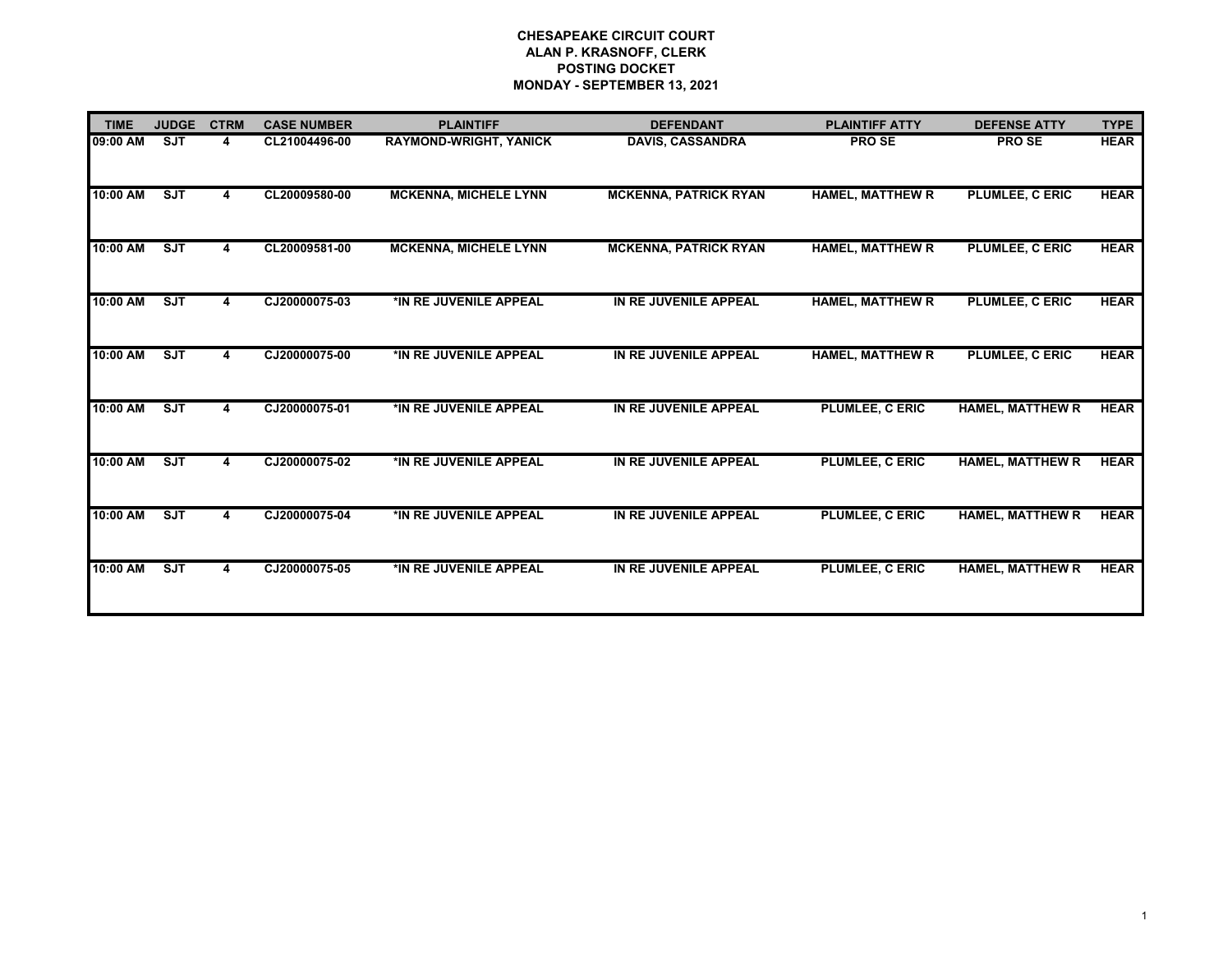**CHESAPEAKE CIRCUIT COURT**
**ALAN P. KRASNOFF, CLERK**
**POSTING DOCKET**
**MONDAY - SEPTEMBER 13, 2021**

| TIME | JUDGE | CTRM | CASE NUMBER | PLAINTIFF | DEFENDANT | PLAINTIFF ATTY | DEFENSE ATTY | TYPE |
|---|---|---|---|---|---|---|---|---|
| 09:00 AM | SJT | 4 | CL21004496-00 | RAYMOND-WRIGHT, YANICK | DAVIS, CASSANDRA | PRO SE | PRO SE | HEAR |
| 10:00 AM | SJT | 4 | CL20009580-00 | MCKENNA, MICHELE LYNN | MCKENNA, PATRICK RYAN | HAMEL, MATTHEW R | PLUMLEE, C ERIC | HEAR |
| 10:00 AM | SJT | 4 | CL20009581-00 | MCKENNA, MICHELE LYNN | MCKENNA, PATRICK RYAN | HAMEL, MATTHEW R | PLUMLEE, C ERIC | HEAR |
| 10:00 AM | SJT | 4 | CJ20000075-03 | *IN RE JUVENILE APPEAL | IN RE JUVENILE APPEAL | HAMEL, MATTHEW R | PLUMLEE, C ERIC | HEAR |
| 10:00 AM | SJT | 4 | CJ20000075-00 | *IN RE JUVENILE APPEAL | IN RE JUVENILE APPEAL | HAMEL, MATTHEW R | PLUMLEE, C ERIC | HEAR |
| 10:00 AM | SJT | 4 | CJ20000075-01 | *IN RE JUVENILE APPEAL | IN RE JUVENILE APPEAL | PLUMLEE, C ERIC | HAMEL, MATTHEW R | HEAR |
| 10:00 AM | SJT | 4 | CJ20000075-02 | *IN RE JUVENILE APPEAL | IN RE JUVENILE APPEAL | PLUMLEE, C ERIC | HAMEL, MATTHEW R | HEAR |
| 10:00 AM | SJT | 4 | CJ20000075-04 | *IN RE JUVENILE APPEAL | IN RE JUVENILE APPEAL | PLUMLEE, C ERIC | HAMEL, MATTHEW R | HEAR |
| 10:00 AM | SJT | 4 | CJ20000075-05 | *IN RE JUVENILE APPEAL | IN RE JUVENILE APPEAL | PLUMLEE, C ERIC | HAMEL, MATTHEW R | HEAR |